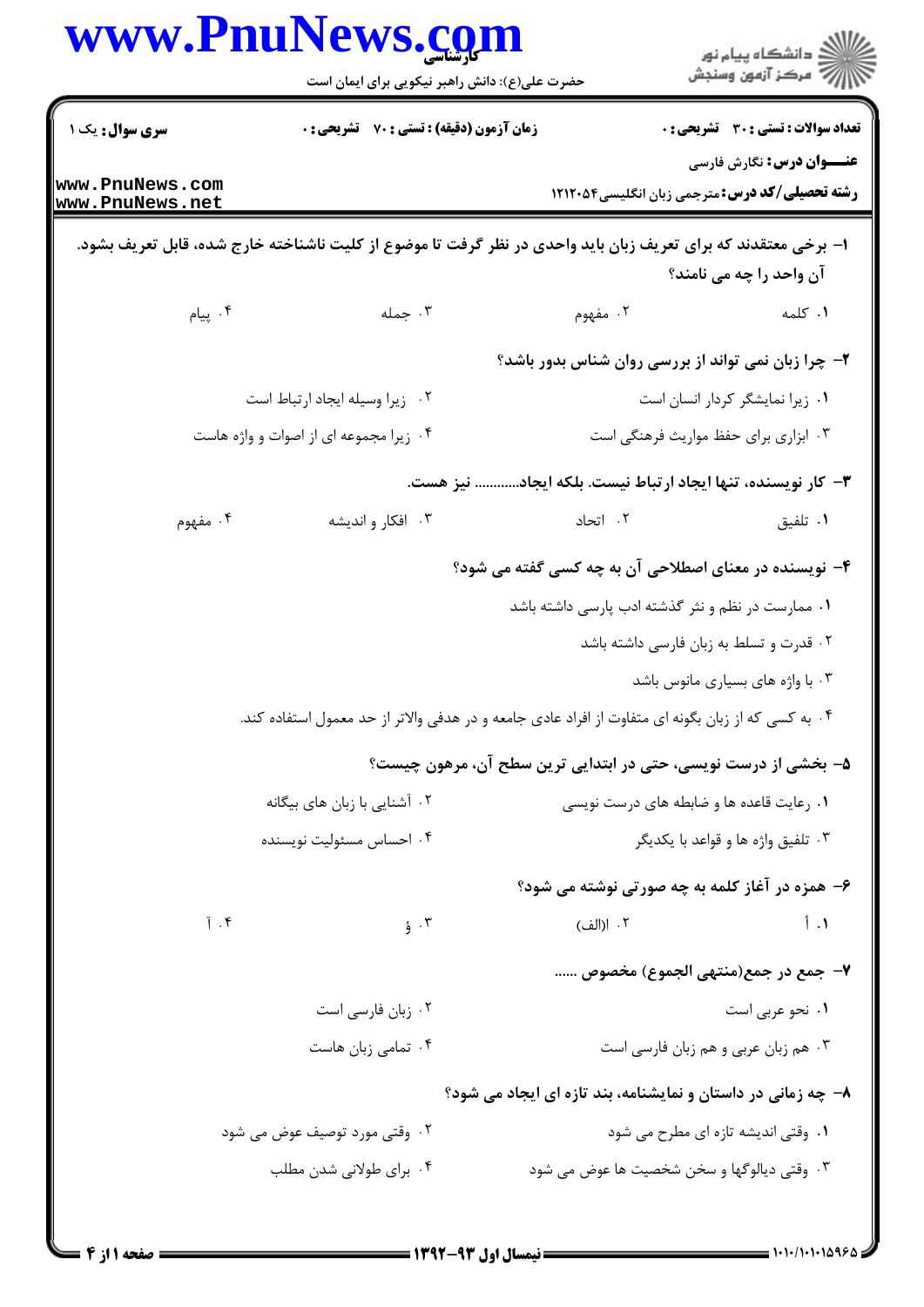**سری سؤال:** یک ۱

**زمان آزمون (دقیقه) : تستی : ۷۰ تشریحی : ۰**

**تعداد سوالات : تستی : ۳۰ تشریحی : ۰**

**عنـــوان درس:** نگارش فارسی

**رشته تحصیلی/کد درس:** مترجمی زبان انگلیسی ۱۲۱۲۰۵۴

۱- برخی معتقدند که برای تعریف زبان باید واحدی در نظر گرفت تا موضوع از کلیت ناشناخته خارج شده، قابل تعریف بشود. آن واحد را چه می نامند؟

۱. کلمه
۲. مفهوم
۳. جمله
۴. پیام

۲- چرا زبان نمی تواند از بررسی روان شناس بدور باشد؟

۱. زیرا نمایشگر کردار انسان است
۲. زیرا وسیله ایجاد ارتباط است
۳. ابزاری برای حفظ مواریث فرهنگی است
۴. زیرا مجموعه ای از اصوات و واژه هاست

۳- کار نویسنده، تنها ایجاد ارتباط نیست. بلکه ایجاد........... نیز هست.

۱. تلفیق
۲. اتحاد
۳. افکار و اندیشه
۴. مفهوم

۴- نویسنده در معنای اصطلاحی آن به چه کسی گفته می شود؟

۱. ممارست در نظم و نثر گذشته ادب پارسی داشته باشد
۲. قدرت و تسلط به زبان فارسی داشته باشد
۳. با واژه های بسیاری مانوس باشد
۴. به کسی که از زبان بگونه ای متفاوت از افراد عادی جامعه و در هدفی والاتر از حد معمول استفاده کند.

۵- بخشی از درست نویسی، حتی در ابتدایی ترین سطح آن، مرهون چیست؟

۱. رعایت قاعده ها و ضابطه های درست نویسی
۲. آشنایی با زبان های بیگانه
۳. تلفیق واژه ها و قواعد با یکدیگر
۴. احساس مسئولیت نویسنده

۶- همزه در آغاز کلمه به چه صورتی نوشته می شود؟

۱. أ
۲. ا(الف)
۳. ؤ
۴. آ

۷- جمع در جمع(منتهی الجموع) مخصوص ......

۱. نحو عربی است
۲. زبان فارسی است
۳. هم زبان عربی و هم زبان فارسی است
۴. تمامی زبان هاست

۸- چه زمانی در داستان و نمایشنامه، بند تازه ای ایجاد می شود؟

۱. وقتی اندیشه تازه ای مطرح می شود
۲. وقتی مورد توصیف عوض می شود
۳. وقتی دیالوگها و سخن شخصیت ها عوض می شود
۴. برای طولانی شدن مطلب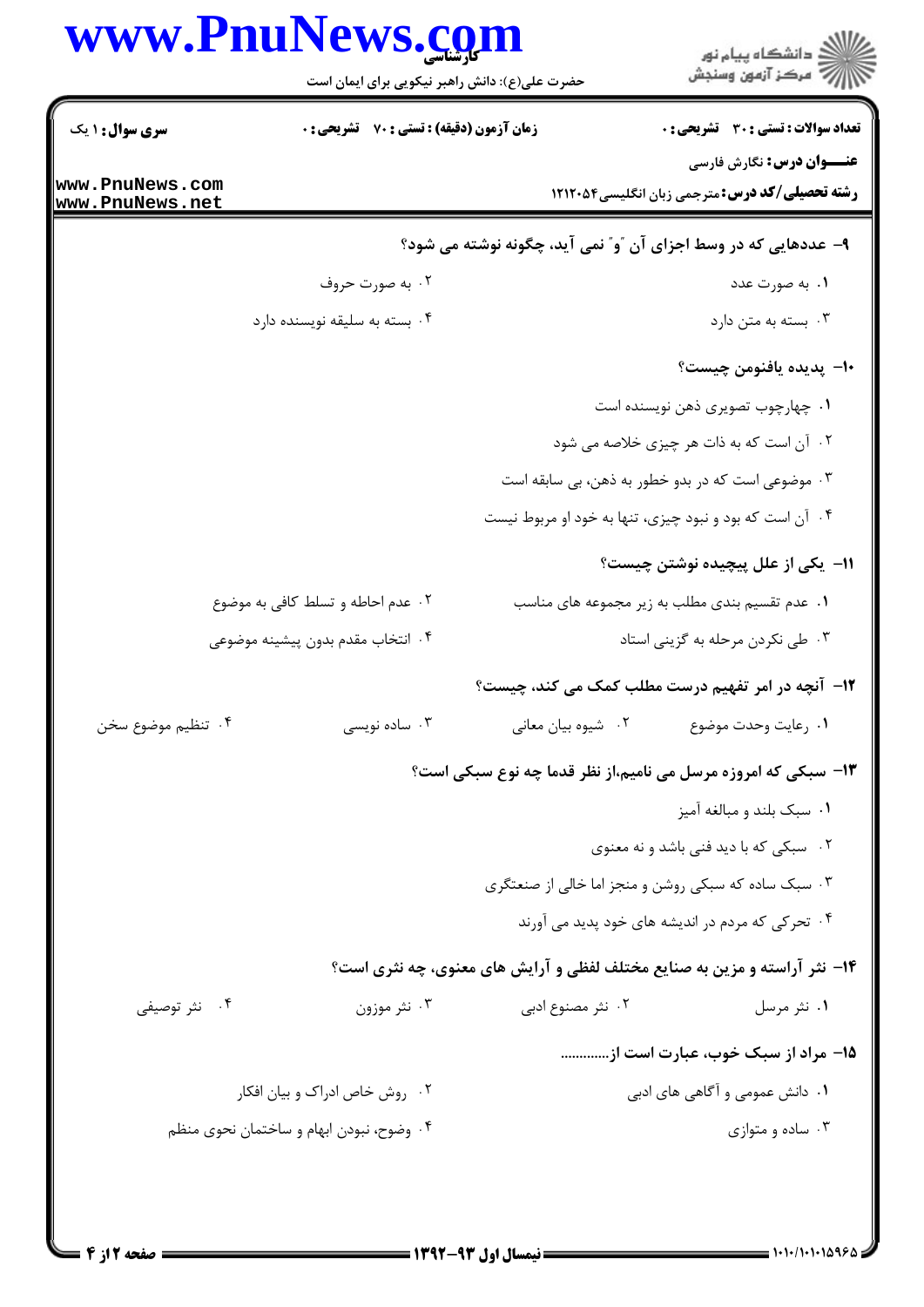**۹- عددهایی که در وسط اجزای آن "و" نمی آید، چگونه نوشته می شود؟**

۱. به صورت عدد

۲. به صورت حروف

۳. بسته به متن دارد

۴. بسته به سلیقه نویسنده دارد

**۱۰- پدیده یافنومن چیست؟**

۱. چهارچوب تصویری ذهن نویسنده است

۲. آن است که به ذات هر چیزی خلاصه می شود

۳. موضوعی است که در بدو خطور به ذهن، بی سابقه است

۴. آن است که بود و نبود چیزی، تنها به خود او مربوط نیست

**۱۱- یکی از علل پیچیده نوشتن چیست؟**

۱. عدم تقسیم بندی مطلب به زیر مجموعه های مناسب

۲. عدم احاطه و تسلط کافی به موضوع

۳. طی نکردن مرحله به گزینی استاد

۴. انتخاب مقدم بدون پیشینه موضوعی

**۱۲- آنچه در امر تفهیم درست مطلب کمک می کند، چیست؟**

۱. رعایت وحدت موضوع

۲. شیوه بیان معانی

۳. ساده نویسی

۴. تنظیم موضوع سخن

**۱۳- سبکی که امروزه مرسل می نامیم،از نظر قدما چه نوع سبکی است؟**

۱. سبک بلند و مبالغه آمیز

۲. سبکی که با دید فنی باشد و نه معنوی

۳. سبک ساده که سبکی روشن و منجز اما خالی از صنعتگری

۴. تحرکی که مردم در اندیشه های خود پدید می آورند

**۱۴- نثر آراسته و مزین به صنایع مختلف لفظی و آرایش های معنوی، چه نثری است؟**

۱. نثر مرسل

۲. نثر مصنوع ادبی

۳. نثر موزون

۴. نثر توصیفی

**۱۵- مراد از سبک خوب، عبارت است از............**

۱. دانش عمومی و آگاهی های ادبی

۲. روش خاص ادراک و بیان افکار

۳. ساده و متوازی

۴. وضوح، نبودن ابهام و ساختمان نحوی منظم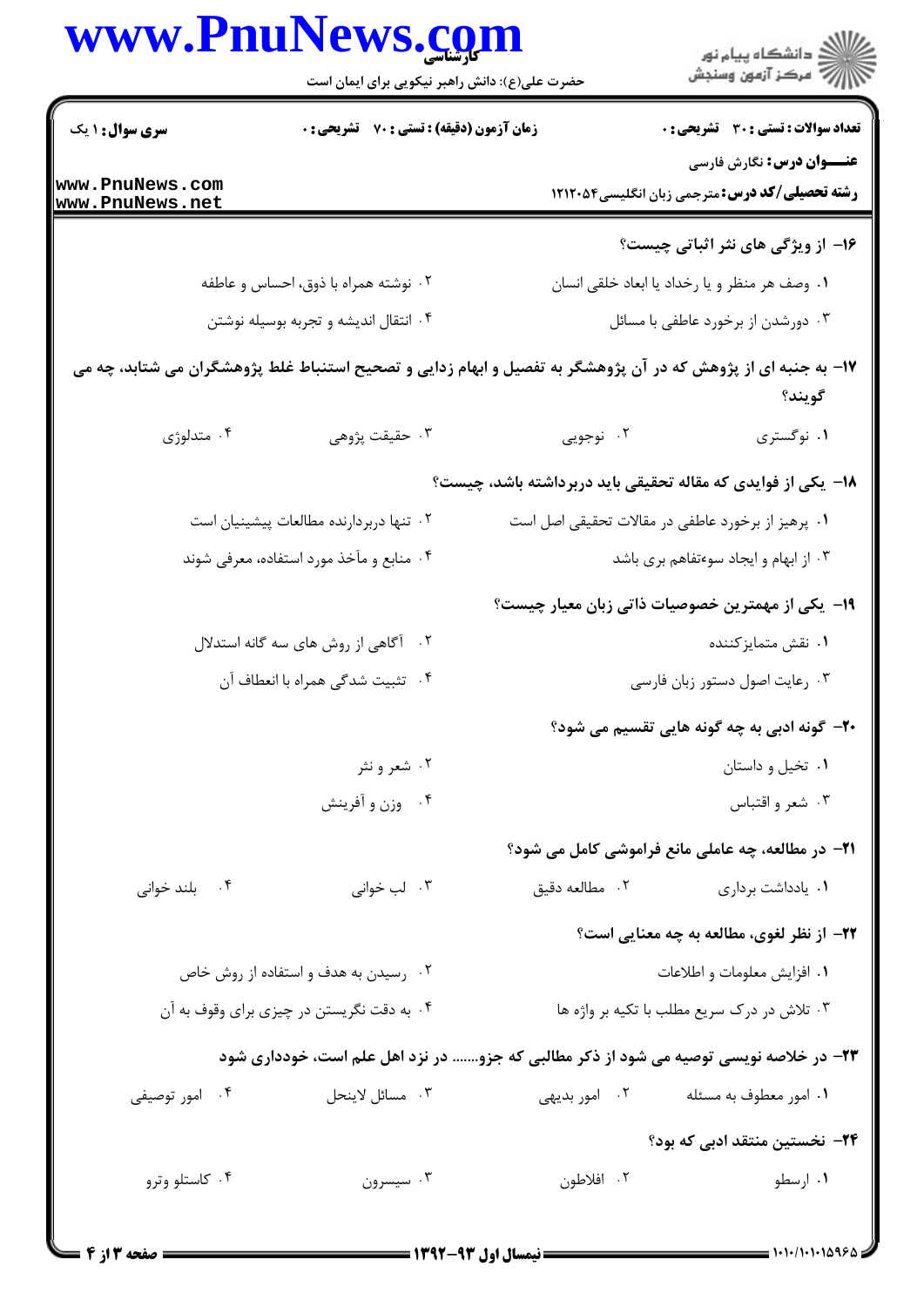**سری سوال:** ۱ یک

**زمان آزمون (دقیقه) : تستی : ۷۰ تشریحی : ۰**

**تعداد سوالات : تستی : ۳۰ تشریحی : ۰**

**عنـــوان درس:** نگارش فارسی

**رشته تحصیلی/کد درس:** مترجمی زبان انگلیسی۱۲۱۲۰۵۴

**۱۶- از ویژگی های نثر اثباتی چیست؟**

۱. وصف هر منظر و یا رخداد یا ابعاد خلقی انسان

۲. نوشته همراه با ذوق، احساس و عاطفه

۳. دورشدن از برخورد عاطفی با مسائل

۴. انتقال اندیشه و تجربه بوسیله نوشتن

**۱۷- به جنبه ای از پژوهش که در آن پژوهشگر به تفصیل و ابهام زدایی و تصحیح استنباط غلط پژوهشگران می شتابد، چه می گویند؟**

۱. نوگستری

۲. نوجویی

۳. حقیقت پژوهی

۴. متدلوژی

**۱۸- یکی از فوایدی که مقاله تحقیقی باید دربرداشته باشد، چیست؟**

۱. پرهیز از برخورد عاطفی در مقالات تحقیقی اصل است

۲. تنها دربردارنده مطالعات پیشینیان است

۳. از ابهام و ایجاد سوءتفاهم بری باشد

۴. منابع و مآخذ مورد استفاده، معرفی شوند

**۱۹- یکی از مهمترین خصوصیات ذاتی زبان معیار چیست؟**

۱. نقش متمایزکننده

۲. آگاهی از روش های سه گانه استدلال

۳. رعایت اصول دستور زبان فارسی

۴. تثبیت شدگی همراه با انعطاف آن

**۲۰- گونه ادبی به چه گونه هایی تقسیم می شود؟**

۱. تخیل و داستان

۲. شعر و نثر

۳. شعر و اقتباس

۴. وزن و آفرینش

**۲۱- در مطالعه، چه عاملی مانع فراموشی کامل می شود؟**

۱. یادداشت برداری

۲. مطالعه دقیق

۳. لب خوانی

۴. بلند خوانی

**۲۲- از نظر لغوی، مطالعه به چه معنایی است؟**

۱. افزایش معلومات و اطلاعات

۲. رسیدن به هدف و استفاده از روش خاص

۳. تلاش در درک سریع مطلب با تکیه بر واژه ها

۴. به دقت نگریستن در چیزی برای وقوف به آن

**۲۳- در خلاصه نویسی توصیه می شود از ذکر مطالبی که جزو....... در نزد اهل علم است، خودداری شود**

۱. امور معطوف به مسئله

۲. امور بدیهی

۳. مسائل لاینحل

۴. امور توصیفی

**۲۴- نخستین منتقد ادبی که بود؟**

۱. ارسطو

۲. افلاطون

۳. سیسرون

۴. کاستلو وترو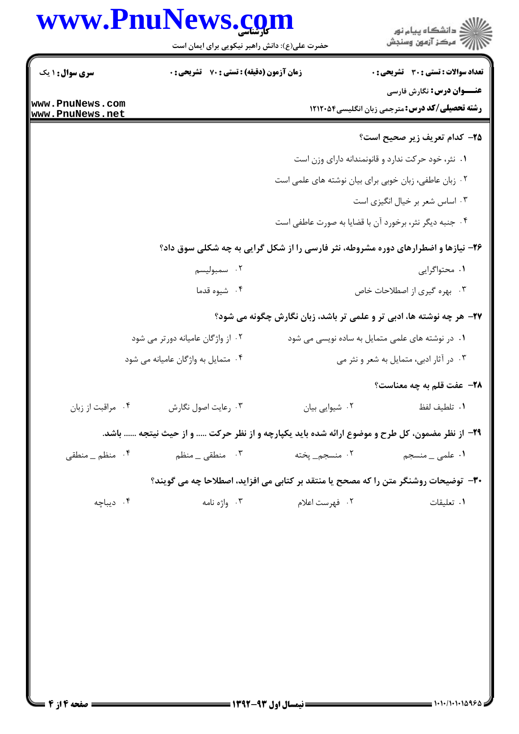**سری سوال:** ۱ یک

**زمان آزمون (دقیقه) : تستی :** ۷۰ **تشریحی :** ۰

**تعداد سوالات : تستی :** ۳۰ **تشریحی :** ۰

**عنـــوان درس:** نگارش فارسی

**رشته تحصیلی/کد درس:** مترجمی زبان انگلیسی۱۲۱۲۰۵۴

**۲۵- کدام تعریف زیر صحیح است؟**

۱. نثر، خود حرکت ندارد و قانونمندانه دارای وزن است

۲. زبان عاطفی، زبان خوبی برای بیان نوشته های علمی است

۳. اساس شعر بر خیال انگیزی است

۴. جنبه دیگر نثر، برخورد آن با قضایا به صورت عاطفی است

**۲۶- نیازها و اضطرارهای دوره مشروطه، نثر فارسی را از شکل گرایی به چه شکلی سوق داد؟**

۱. محتواگرایی

۲. سمبولیسم

۳. بهره گیری از اصطلاحات خاص

۴. شیوه قدما

**۲۷- هر چه نوشته ها، ادبی تر و علمی تر باشد، زبان نگارش چگونه می شود؟**

۱. در نوشته های علمی متمایل به ساده نویسی می شود

۲. از واژگان عامیانه دورتر می شود

۳. در آثار ادبی، متمایل به شعر و نثر می

۴. متمایل به واژگان عامیانه می شود

**۲۸- عفت قلم به چه معناست؟**

۱. تلطیف لفظ

۲. شیوایی بیان

۳. رعایت اصول نگارش

۴. مراقبت از زبان

**۲۹- از نظر مضمون، کل طرح و موضوع ارائه شده باید یکپارچه و از نظر حرکت ..... و از حیث نیتجه ...... باشد.**

۱. علمی ـ منسجم

۲. منسجم ـ پخته

۳. منطقی ـ منظم

۴. منظم ـ منطقی

**۳۰- توضیحات روشنگر متن را که مصحح یا منتقد بر کتابی می افزاید، اصطلاحا چه می گویند؟**

۱. تعلیقات

۲. فهرست اعلام

۳. واژه نامه

۴. دیباچه